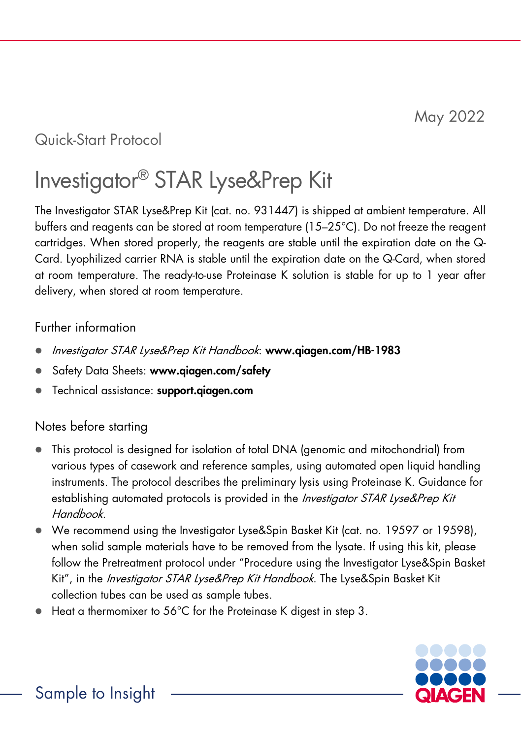May 2022

Quick-Start Protocol

# Investigator® STAR Lyse&Prep Kit

The Investigator STAR Lyse&Prep Kit (cat. no. 931447) is shipped at ambient temperature. All buffers and reagents can be stored at room temperature (15–25°C). Do not freeze the reagent cartridges. When stored properly, the reagents are stable until the expiration date on the Q-Card. Lyophilized carrier RNA is stable until the expiration date on the Q-Card, when stored at room temperature. The ready-to-use Proteinase K solution is stable for up to 1 year after delivery, when stored at room temperature.

## Further information

- *Investigator STAR Lyse&Prep Kit Handbook*: **www.qiagen.com/HB-1983**
- Safety Data Sheets: **www.qiagen.com/safety**
- Technical assistance: **support.qiagen.com**

## Notes before starting

- This protocol is designed for isolation of total DNA (genomic and mitochondrial) from various types of casework and reference samples, using automated open liquid handling instruments. The protocol describes the preliminary lysis using Proteinase K. Guidance for establishing automated protocols is provided in the *Investigator STAR Lyse&Prep Kit Handbook.*
- We recommend using the Investigator Lyse&Spin Basket Kit (cat. no. 19597 or 19598), when solid sample materials have to be removed from the lysate. If using this kit, please follow the Pretreatment protocol under "Procedure using the Investigator Lyse&Spin Basket Kit", in the *Investigator STAR Lyse&Prep Kit Handbook*. The Lyse&Spin Basket Kit collection tubes can be used as sample tubes.
- Heat a thermomixer to 56°C for the Proteinase K digest in step 3.

Sample to Insight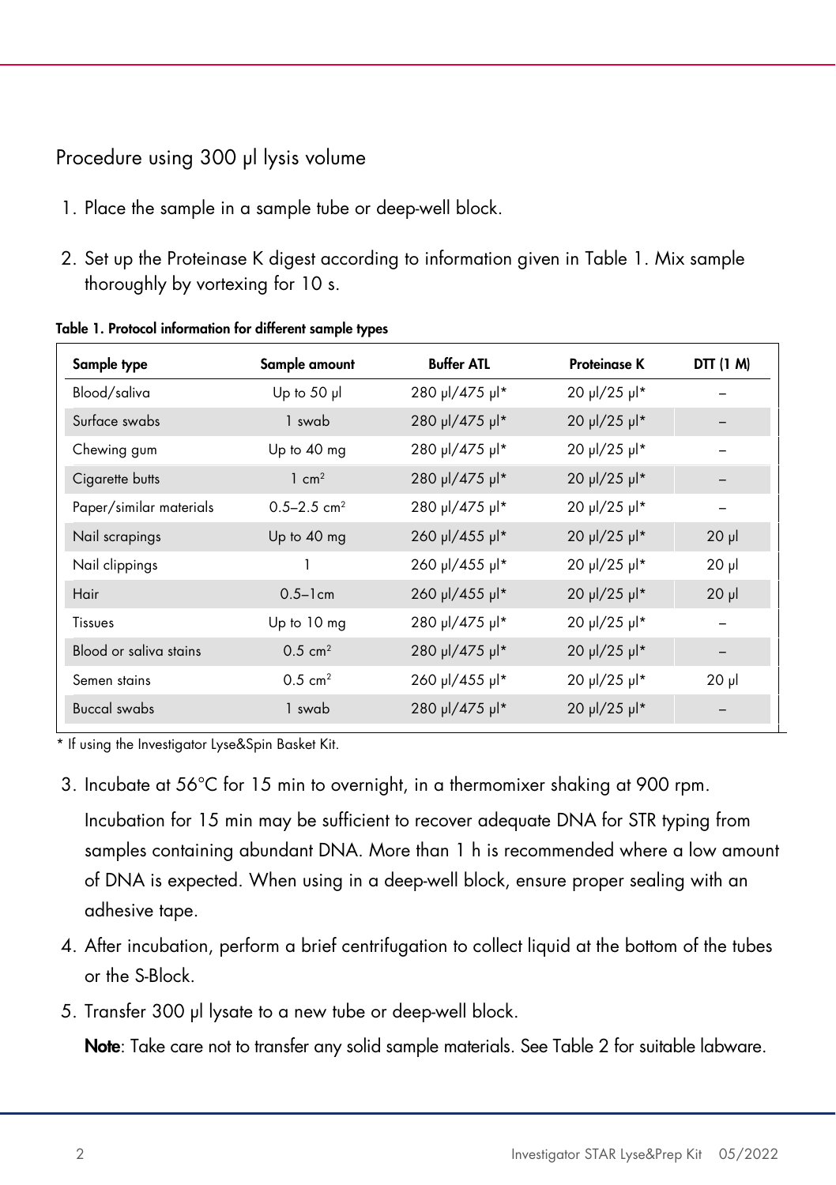## Procedure using 300 µl lysis volume

1. Place the sample in a sample tube or deep-well block.
2. Set up the Proteinase K digest according to information given in Table 1. Mix sample thoroughly by vortexing for 10 s.

**Table 1. Protocol information for different sample types**

| Sample type | Sample amount | Buffer ATL | Proteinase K | DTT (1 M) |
|---|---|---|---|---|
| Blood/saliva | Up to 50 µl | 280 µl/475 µl* | 20 µl/25 µl* | – |
| Surface swabs | 1 swab | 280 µl/475 µl* | 20 µl/25 µl* | – |
| Chewing gum | Up to 40 mg | 280 µl/475 µl* | 20 µl/25 µl* | – |
| Cigarette butts | 1 $cm^2$ | 280 µl/475 µl* | 20 µl/25 µl* | – |
| Paper/similar materials | 0.5–2.5 $cm^2$ | 280 µl/475 µl* | 20 µl/25 µl* | – |
| Nail scrapings | Up to 40 mg | 260 µl/455 µl* | 20 µl/25 µl* | 20 µl |
| Nail clippings | 1 | 260 µl/455 µl* | 20 µl/25 µl* | 20 µl |
| Hair | 0.5–1cm | 260 µl/455 µl* | 20 µl/25 µl* | 20 µl |
| Tissues | Up to 10 mg | 280 µl/475 µl* | 20 µl/25 µl* | – |
| Blood or saliva stains | 0.5 $cm^2$ | 280 µl/475 µl* | 20 µl/25 µl* | – |
| Semen stains | 0.5 $cm^2$ | 260 µl/455 µl* | 20 µl/25 µl* | 20 µl |
| Buccal swabs | 1 swab | 280 µl/475 µl* | 20 µl/25 µl* | – |

\* If using the Investigator Lyse&Spin Basket Kit.

3. Incubate at 56°C for 15 min to overnight, in a thermomixer shaking at 900 rpm.

   Incubation for 15 min may be sufficient to recover adequate DNA for STR typing from samples containing abundant DNA. More than 1 h is recommended where a low amount of DNA is expected. When using in a deep-well block, ensure proper sealing with an adhesive tape.

4. After incubation, perform a brief centrifugation to collect liquid at the bottom of the tubes or the S-Block.
5. Transfer 300 µl lysate to a new tube or deep-well block.

   **Note**: Take care not to transfer any solid sample materials. See Table 2 for suitable labware.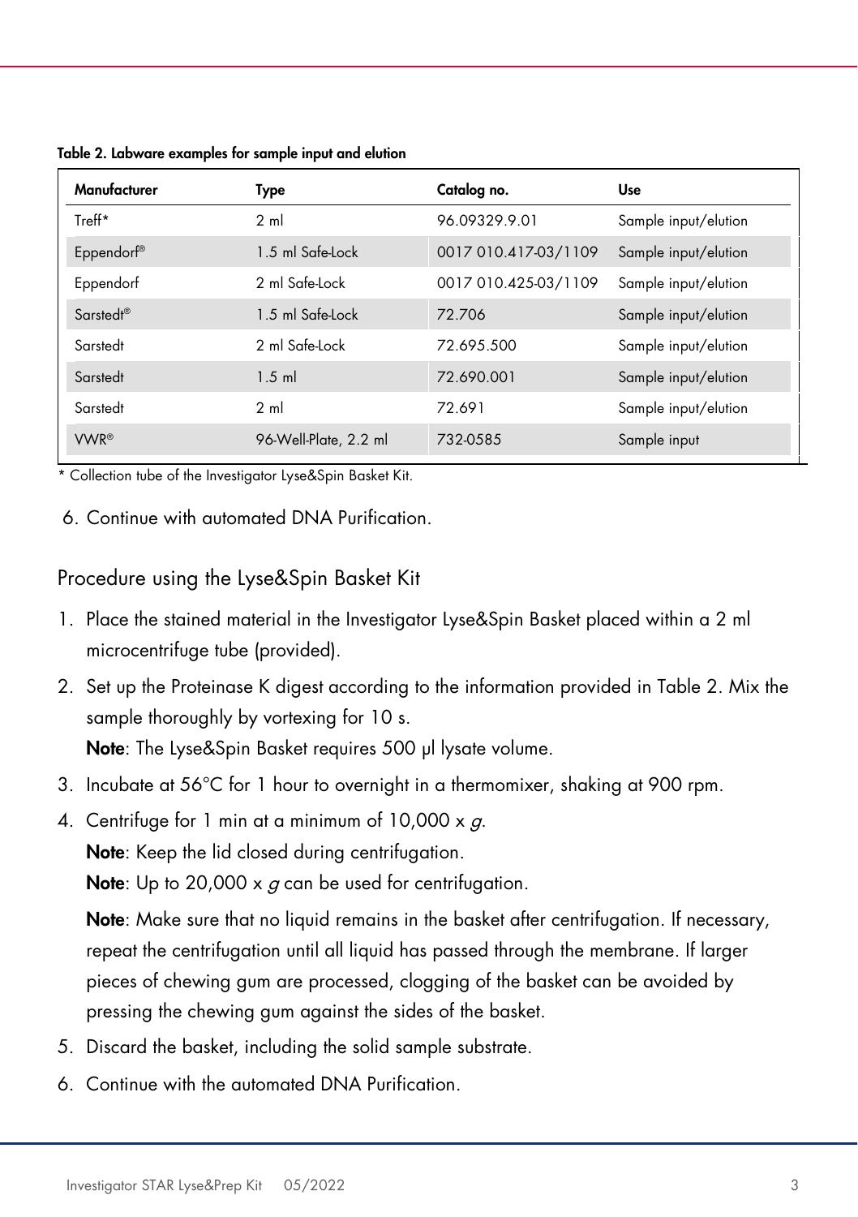**Table 2. Labware examples for sample input and elution**

| Manufacturer | Type | Catalog no. | Use |
|---|---|---|---|
| Treff* | 2 ml | 96.09329.9.01 | Sample input/elution |
| Eppendorf® | 1.5 ml Safe-Lock | 0017 010.417-03/1109 | Sample input/elution |
| Eppendorf | 2 ml Safe-Lock | 0017 010.425-03/1109 | Sample input/elution |
| Sarstedt® | 1.5 ml Safe-Lock | 72.706 | Sample input/elution |
| Sarstedt | 2 ml Safe-Lock | 72.695.500 | Sample input/elution |
| Sarstedt | 1.5 ml | 72.690.001 | Sample input/elution |
| Sarstedt | 2 ml | 72.691 | Sample input/elution |
| VWR® | 96-Well-Plate, 2.2 ml | 732-0585 | Sample input |

* Collection tube of the Investigator Lyse&Spin Basket Kit.

6. Continue with automated DNA Purification.

## Procedure using the Lyse&Spin Basket Kit

1. Place the stained material in the Investigator Lyse&Spin Basket placed within a 2 ml microcentrifuge tube (provided).
2. Set up the Proteinase K digest according to the information provided in Table 2. Mix the sample thoroughly by vortexing for 10 s.

   **Note**: The Lyse&Spin Basket requires 500 µl lysate volume.
3. Incubate at 56°C for 1 hour to overnight in a thermomixer, shaking at 900 rpm.
4. Centrifuge for 1 min at a minimum of 10,000 x *g*.

   **Note**: Keep the lid closed during centrifugation.

   **Note**: Up to 20,000 x *g* can be used for centrifugation.

   **Note**: Make sure that no liquid remains in the basket after centrifugation. If necessary, repeat the centrifugation until all liquid has passed through the membrane. If larger pieces of chewing gum are processed, clogging of the basket can be avoided by pressing the chewing gum against the sides of the basket.
5. Discard the basket, including the solid sample substrate.
6. Continue with the automated DNA Purification.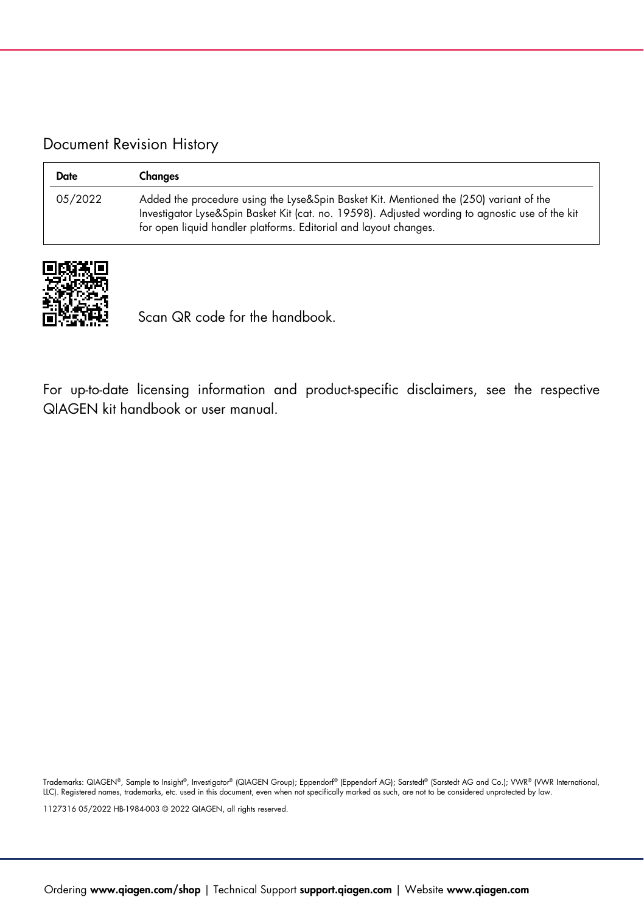## Document Revision History

| Date | Changes |
| --- | --- |
| 05/2022 | Added the procedure using the Lyse&Spin Basket Kit. Mentioned the (250) variant of the Investigator Lyse&Spin Basket Kit (cat. no. 19598). Adjusted wording to agnostic use of the kit for open liquid handler platforms. Editorial and layout changes. |

Scan QR code for the handbook.

For up-to-date licensing information and product-specific disclaimers, see the respective QIAGEN kit handbook or user manual.

Trademarks: QIAGEN®, Sample to Insight®, Investigator® (QIAGEN Group); Eppendorf® (Eppendorf AG); Sarstedt® (Sarstedt AG and Co.); VWR® (VWR International, LLC). Registered names, trademarks, etc. used in this document, even when not specifically marked as such, are not to be considered unprotected by law.

1127316 05/2022 HB-1984-003 © 2022 QIAGEN, all rights reserved.

Ordering **www.qiagen.com/shop** | Technical Support **support.qiagen.com** | Website **www.qiagen.com**